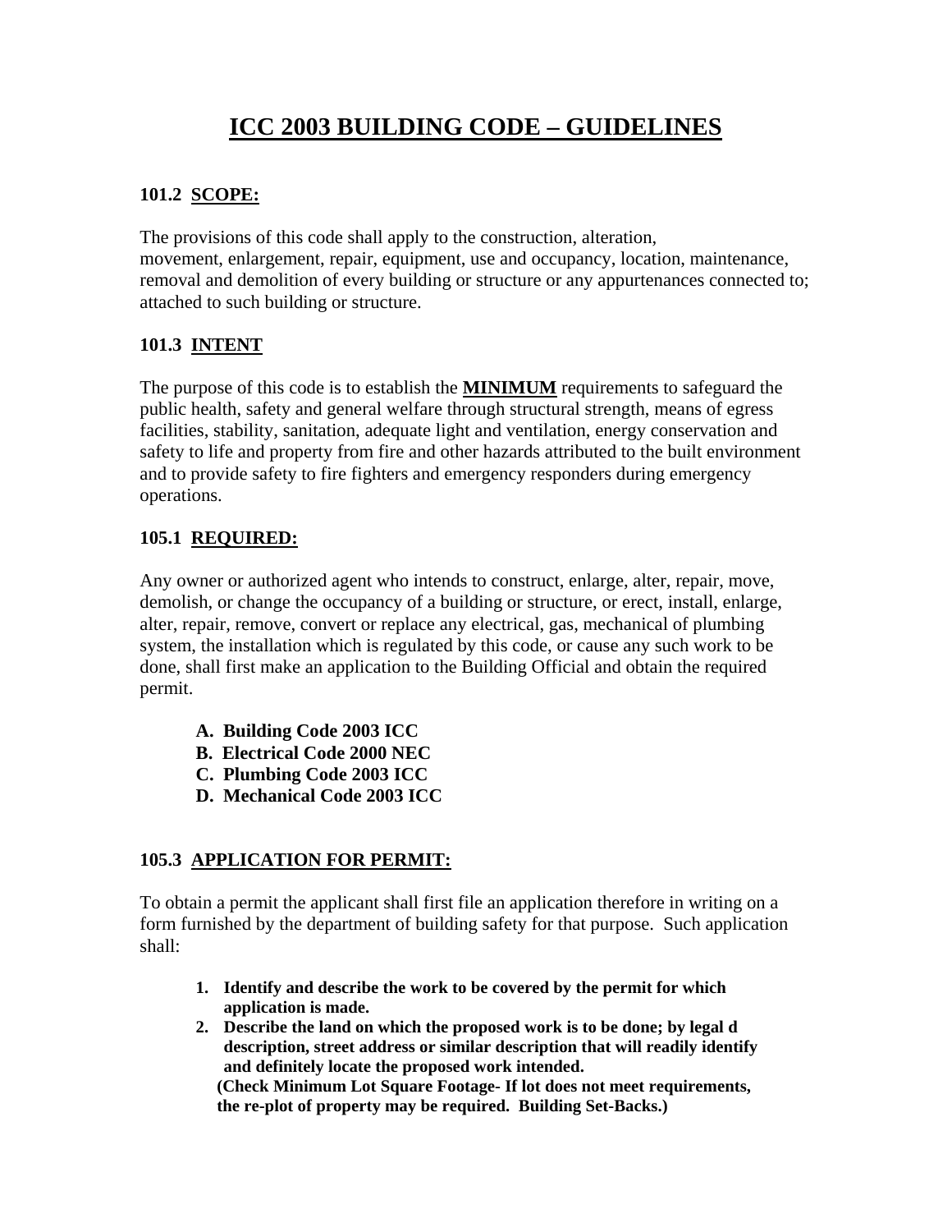# ICC 2003 BUILDING CODE – GUIDELINES

## 101.2 SCOPE:

The provisions of this code shall apply to the construction, alteration, movement, enlargement, repair, equipment, use and occupancy, location, maintenance, removal and demolition of every building or structure or any appurtenances connected to; attached to such building or structure.

## 101.3 INTENT

The purpose of this code is to establish the **MINIMUM** requirements to safeguard the public health, safety and general welfare through structural strength, means of egress facilities, stability, sanitation, adequate light and ventilation, energy conservation and safety to life and property from fire and other hazards attributed to the built environment and to provide safety to fire fighters and emergency responders during emergency operations.

## 105.1 REQUIRED:

Any owner or authorized agent who intends to construct, enlarge, alter, repair, move, demolish, or change the occupancy of a building or structure, or erect, install, enlarge, alter, repair, remove, convert or replace any electrical, gas, mechanical of plumbing system, the installation which is regulated by this code, or cause any such work to be done, shall first make an application to the Building Official and obtain the required permit.

- **A. Building Code 2003 ICC**
- **B. Electrical Code 2000 NEC**
- **C. Plumbing Code 2003 ICC**
- **D. Mechanical Code 2003 ICC**

## 105.3 APPLICATION FOR PERMIT:

To obtain a permit the applicant shall first file an application therefore in writing on a form furnished by the department of building safety for that purpose. Such application shall:

1. **Identify and describe the work to be covered by the permit for which application is made.**
2. **Describe the land on which the proposed work is to be done; by legal d description, street address or similar description that will readily identify and definitely locate the proposed work intended.**
   **(Check Minimum Lot Square Footage- If lot does not meet requirements, the re-plot of property may be required. Building Set-Backs.)**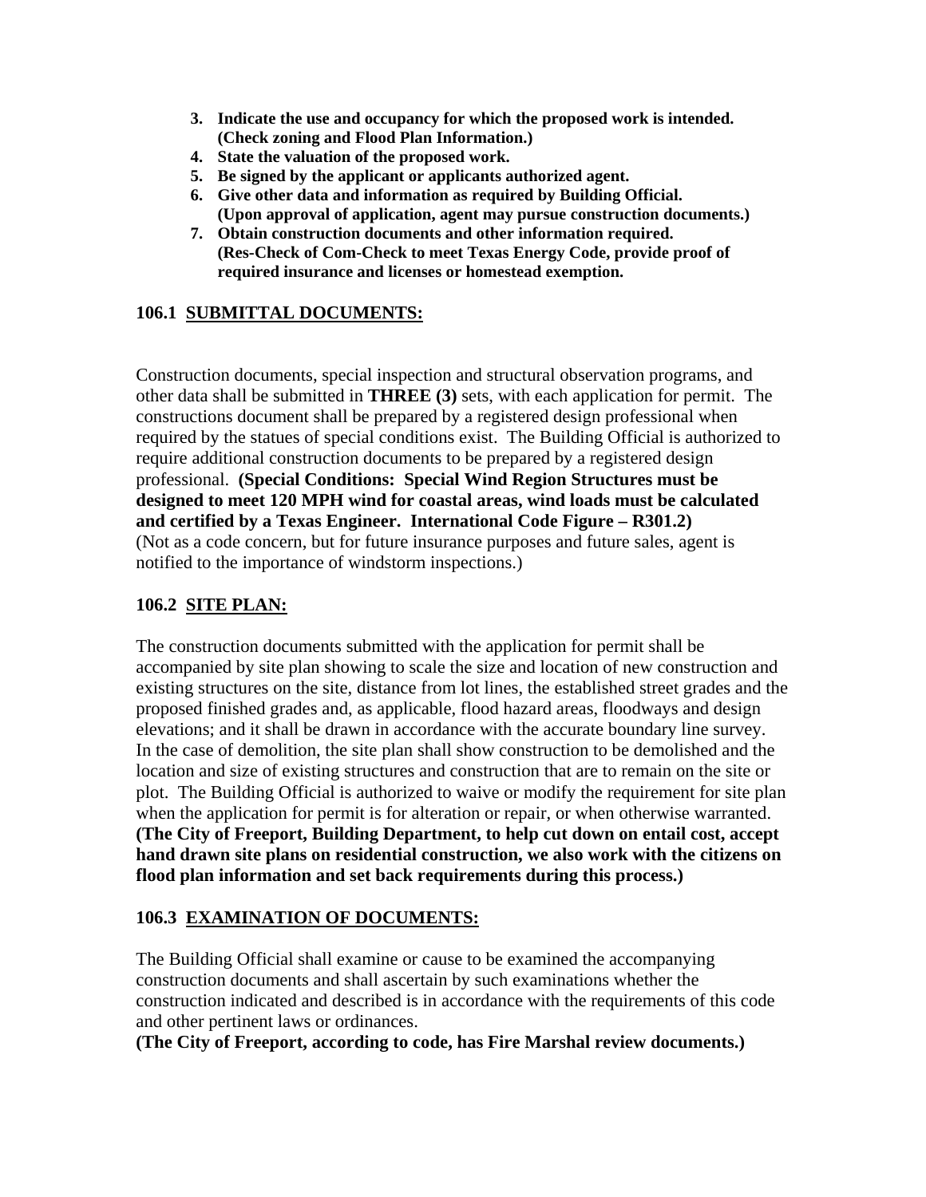3. **Indicate the use and occupancy for which the proposed work is intended. (Check zoning and Flood Plan Information.)**
4. **State the valuation of the proposed work.**
5. **Be signed by the applicant or applicants authorized agent.**
6. **Give other data and information as required by Building Official. (Upon approval of application, agent may pursue construction documents.)**
7. **Obtain construction documents and other information required. (Res-Check of Com-Check to meet Texas Energy Code, provide proof of required insurance and licenses or homestead exemption.**

## 106.1 SUBMITTAL DOCUMENTS:

Construction documents, special inspection and structural observation programs, and other data shall be submitted in **THREE (3)** sets, with each application for permit. The constructions document shall be prepared by a registered design professional when required by the statues of special conditions exist. The Building Official is authorized to require additional construction documents to be prepared by a registered design professional. **(Special Conditions: Special Wind Region Structures must be designed to meet 120 MPH wind for coastal areas, wind loads must be calculated and certified by a Texas Engineer. International Code Figure – R301.2)** (Not as a code concern, but for future insurance purposes and future sales, agent is notified to the importance of windstorm inspections.)

## 106.2 SITE PLAN:

The construction documents submitted with the application for permit shall be accompanied by site plan showing to scale the size and location of new construction and existing structures on the site, distance from lot lines, the established street grades and the proposed finished grades and, as applicable, flood hazard areas, floodways and design elevations; and it shall be drawn in accordance with the accurate boundary line survey. In the case of demolition, the site plan shall show construction to be demolished and the location and size of existing structures and construction that are to remain on the site or plot. The Building Official is authorized to waive or modify the requirement for site plan when the application for permit is for alteration or repair, or when otherwise warranted. **(The City of Freeport, Building Department, to help cut down on entail cost, accept hand drawn site plans on residential construction, we also work with the citizens on flood plan information and set back requirements during this process.)**

## 106.3 EXAMINATION OF DOCUMENTS:

The Building Official shall examine or cause to be examined the accompanying construction documents and shall ascertain by such examinations whether the construction indicated and described is in accordance with the requirements of this code and other pertinent laws or ordinances.
**(The City of Freeport, according to code, has Fire Marshal review documents.)**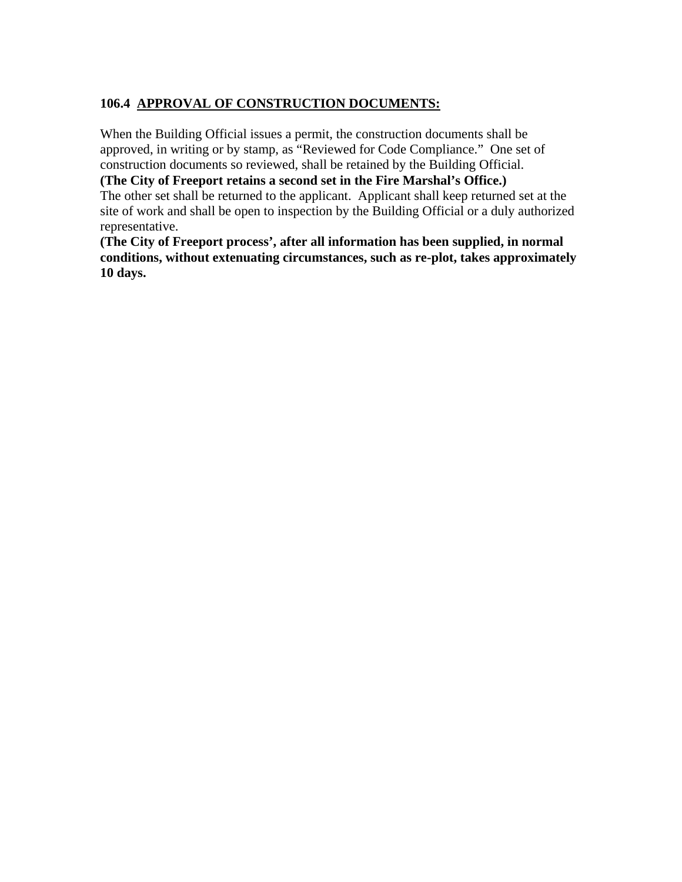**106.4 <u>APPROVAL OF CONSTRUCTION DOCUMENTS:</u>**

When the Building Official issues a permit, the construction documents shall be approved, in writing or by stamp, as “Reviewed for Code Compliance.” One set of construction documents so reviewed, shall be retained by the Building Official.
**(The City of Freeport retains a second set in the Fire Marshal’s Office.)**
The other set shall be returned to the applicant. Applicant shall keep returned set at the site of work and shall be open to inspection by the Building Official or a duly authorized representative.
**(The City of Freeport process’, after all information has been supplied, in normal conditions, without extenuating circumstances, such as re-plot, takes approximately 10 days.**